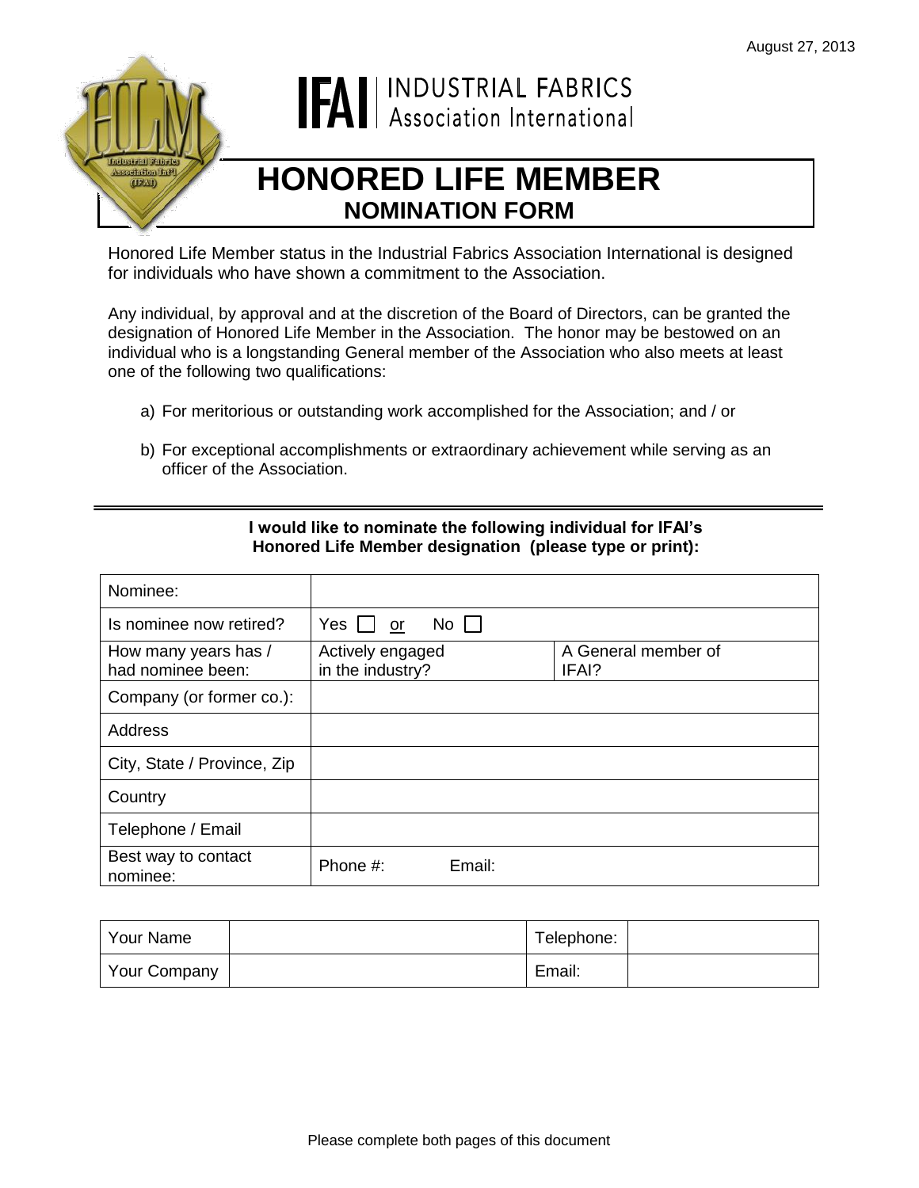August 27, 2013

IFAI | INDUSTRIAL FABRICS Association International

# HONORED LIFE MEMBER
## NOMINATION FORM

Honored Life Member status in the Industrial Fabrics Association International is designed for individuals who have shown a commitment to the Association.

Any individual, by approval and at the discretion of the Board of Directors, can be granted the designation of Honored Life Member in the Association. The honor may be bestowed on an individual who is a longstanding General member of the Association who also meets at least one of the following two qualifications:

a) For meritorious or outstanding work accomplished for the Association; and / or

b) For exceptional accomplishments or extraordinary achievement while serving as an officer of the Association.

---

**I would like to nominate the following individual for IFAI's Honored Life Member designation (please type or print):**

| | | |
|---|---|---|
| Nominee: | | |
| Is nominee now retired? | Yes ☐ or No ☐ | |
| How many years has / had nominee been: | Actively engaged in the industry? | A General member of IFAI? |
| Company (or former co.): | | |
| Address | | |
| City, State / Province, Zip | | |
| Country | | |
| Telephone / Email | | |
| Best way to contact nominee: | Phone #: Email: | |

| | | | |
|---|---|---|---|
| Your Name | | Telephone: | |
| Your Company | | Email: | |

Please complete both pages of this document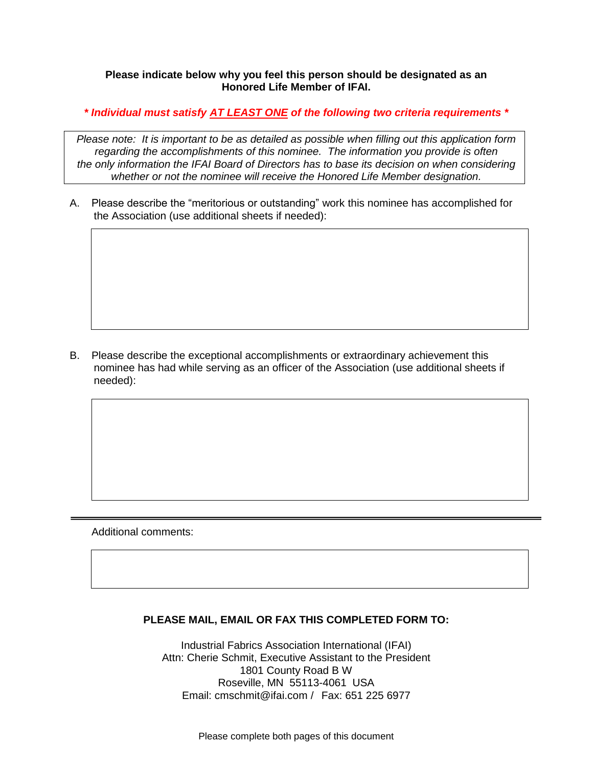**Please indicate below why you feel this person should be designated as an Honored Life Member of IFAI.**

***\* Individual must satisfy AT LEAST ONE of the following two criteria requirements \****

*Please note: It is important to be as detailed as possible when filling out this application form regarding the accomplishments of this nominee. The information you provide is often the only information the IFAI Board of Directors has to base its decision on when considering whether or not the nominee will receive the Honored Life Member designation.*

A. Please describe the "meritorious or outstanding" work this nominee has accomplished for the Association (use additional sheets if needed):

B. Please describe the exceptional accomplishments or extraordinary achievement this nominee has had while serving as an officer of the Association (use additional sheets if needed):

---

Additional comments:

**PLEASE MAIL, EMAIL OR FAX THIS COMPLETED FORM TO:**

Industrial Fabrics Association International (IFAI)
Attn: Cherie Schmit, Executive Assistant to the President
1801 County Road B W
Roseville, MN 55113-4061 USA
Email: cmschmit@ifai.com / Fax: 651 225 6977

Please complete both pages of this document